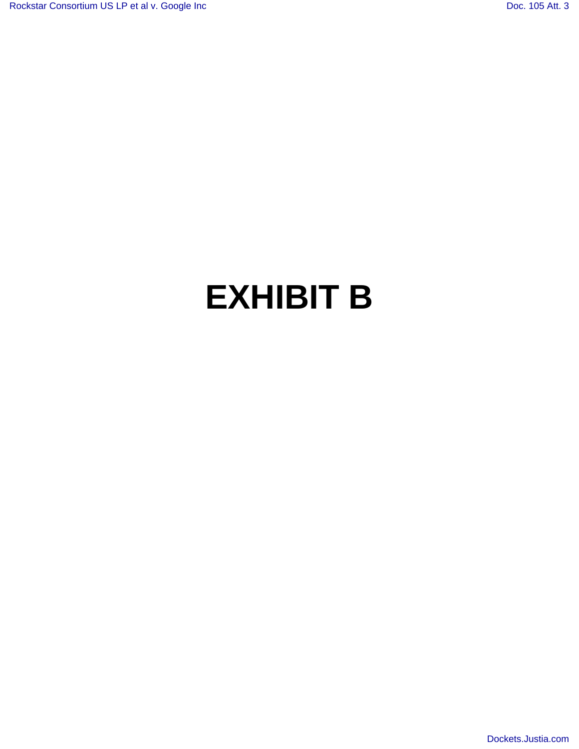# EXHIBIT B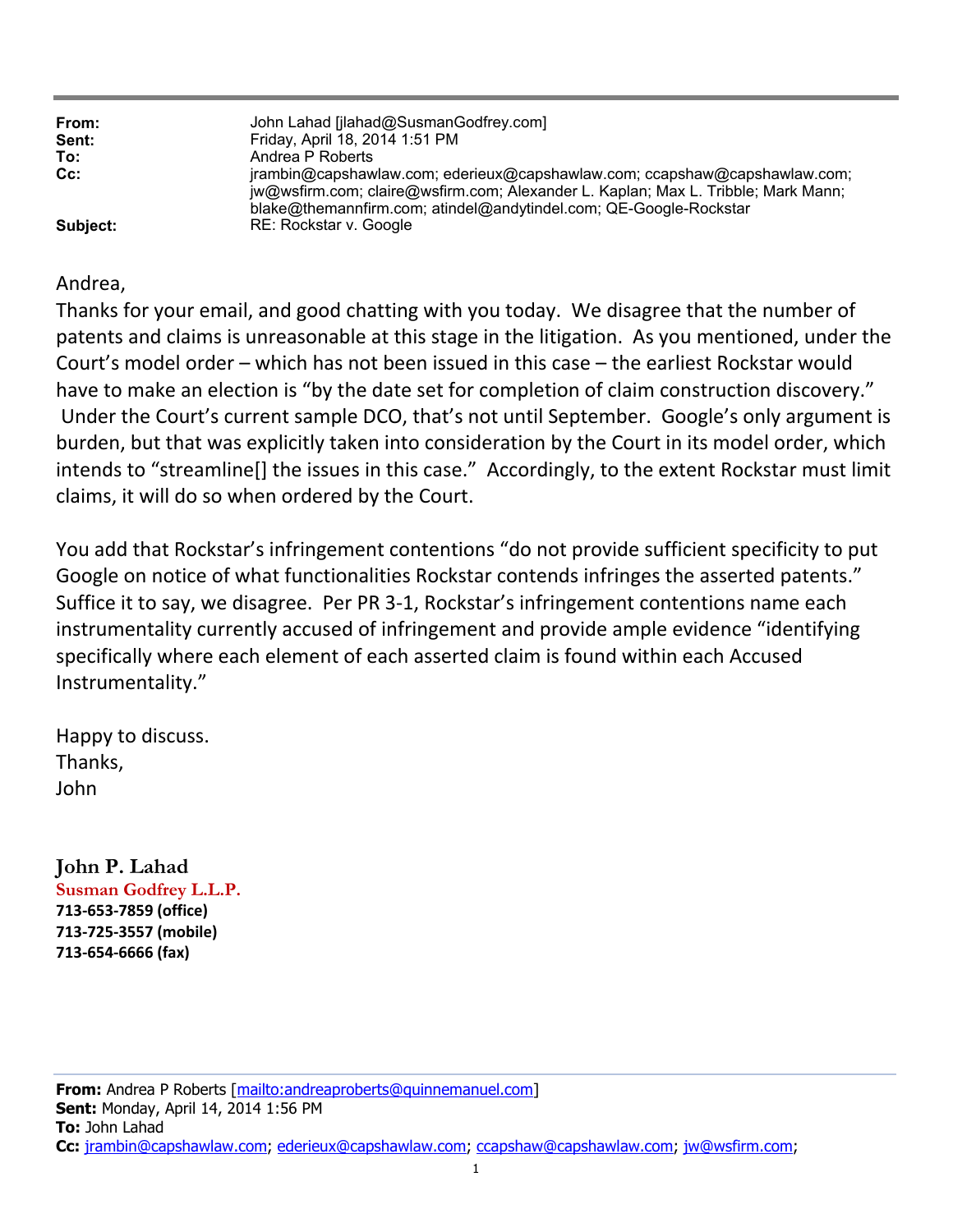**From:** John Lahad [jlahad@SusmanGodfrey.com]
**Sent:** Friday, April 18, 2014 1:51 PM
**To:** Andrea P Roberts
**Cc:** jrambin@capshawlaw.com; ederieux@capshawlaw.com; ccapshaw@capshawlaw.com; jw@wsfirm.com; claire@wsfirm.com; Alexander L. Kaplan; Max L. Tribble; Mark Mann; blake@themannfirm.com; atindel@andytindel.com; QE-Google-Rockstar
**Subject:** RE: Rockstar v. Google

Andrea,

Thanks for your email, and good chatting with you today. We disagree that the number of patents and claims is unreasonable at this stage in the litigation. As you mentioned, under the Court's model order – which has not been issued in this case – the earliest Rockstar would have to make an election is "by the date set for completion of claim construction discovery." Under the Court's current sample DCO, that's not until September. Google's only argument is burden, but that was explicitly taken into consideration by the Court in its model order, which intends to "streamline[] the issues in this case." Accordingly, to the extent Rockstar must limit claims, it will do so when ordered by the Court.

You add that Rockstar's infringement contentions "do not provide sufficient specificity to put Google on notice of what functionalities Rockstar contends infringes the asserted patents." Suffice it to say, we disagree. Per PR 3-1, Rockstar's infringement contentions name each instrumentality currently accused of infringement and provide ample evidence "identifying specifically where each element of each asserted claim is found within each Accused Instrumentality."

Happy to discuss.
Thanks,
John

**John P. Lahad**
**Susman Godfrey L.L.P.**
**713-653-7859 (office)**
**713-725-3557 (mobile)**
**713-654-6666 (fax)**

---

**From:** Andrea P Roberts [mailto:andreaproberts@quinnemanuel.com]
**Sent:** Monday, April 14, 2014 1:56 PM
**To:** John Lahad
**Cc:** jrambin@capshawlaw.com; ederieux@capshawlaw.com; ccapshaw@capshawlaw.com; jw@wsfirm.com;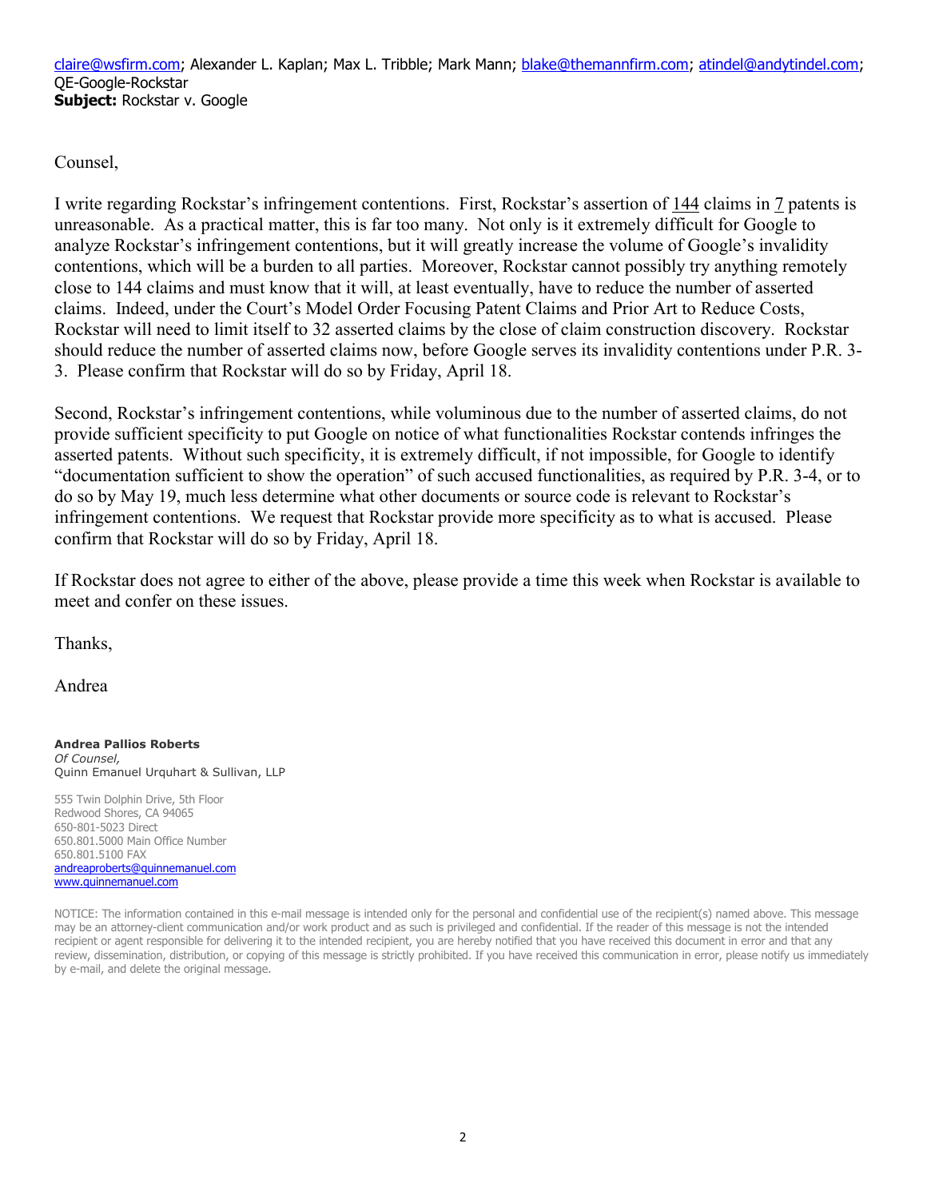claire@wsfirm.com; Alexander L. Kaplan; Max L. Tribble; Mark Mann; blake@themannfirm.com; atindel@andytindel.com; QE-Google-Rockstar
**Subject:** Rockstar v. Google

Counsel,

I write regarding Rockstar's infringement contentions. First, Rockstar's assertion of 144 claims in 7 patents is unreasonable. As a practical matter, this is far too many. Not only is it extremely difficult for Google to analyze Rockstar's infringement contentions, but it will greatly increase the volume of Google's invalidity contentions, which will be a burden to all parties. Moreover, Rockstar cannot possibly try anything remotely close to 144 claims and must know that it will, at least eventually, have to reduce the number of asserted claims. Indeed, under the Court's Model Order Focusing Patent Claims and Prior Art to Reduce Costs, Rockstar will need to limit itself to 32 asserted claims by the close of claim construction discovery. Rockstar should reduce the number of asserted claims now, before Google serves its invalidity contentions under P.R. 3-3. Please confirm that Rockstar will do so by Friday, April 18.

Second, Rockstar's infringement contentions, while voluminous due to the number of asserted claims, do not provide sufficient specificity to put Google on notice of what functionalities Rockstar contends infringes the asserted patents. Without such specificity, it is extremely difficult, if not impossible, for Google to identify "documentation sufficient to show the operation" of such accused functionalities, as required by P.R. 3-4, or to do so by May 19, much less determine what other documents or source code is relevant to Rockstar's infringement contentions. We request that Rockstar provide more specificity as to what is accused. Please confirm that Rockstar will do so by Friday, April 18.

If Rockstar does not agree to either of the above, please provide a time this week when Rockstar is available to meet and confer on these issues.

Thanks,

Andrea

**Andrea Pallios Roberts**
*Of Counsel,*
Quinn Emanuel Urquhart & Sullivan, LLP

555 Twin Dolphin Drive, 5th Floor
Redwood Shores, CA 94065
650-801-5023 Direct
650.801.5000 Main Office Number
650.801.5100 FAX
andreaproberts@quinnemanuel.com
www.quinnemanuel.com

NOTICE: The information contained in this e-mail message is intended only for the personal and confidential use of the recipient(s) named above. This message may be an attorney-client communication and/or work product and as such is privileged and confidential. If the reader of this message is not the intended recipient or agent responsible for delivering it to the intended recipient, you are hereby notified that you have received this document in error and that any review, dissemination, distribution, or copying of this message is strictly prohibited. If you have received this communication in error, please notify us immediately by e-mail, and delete the original message.